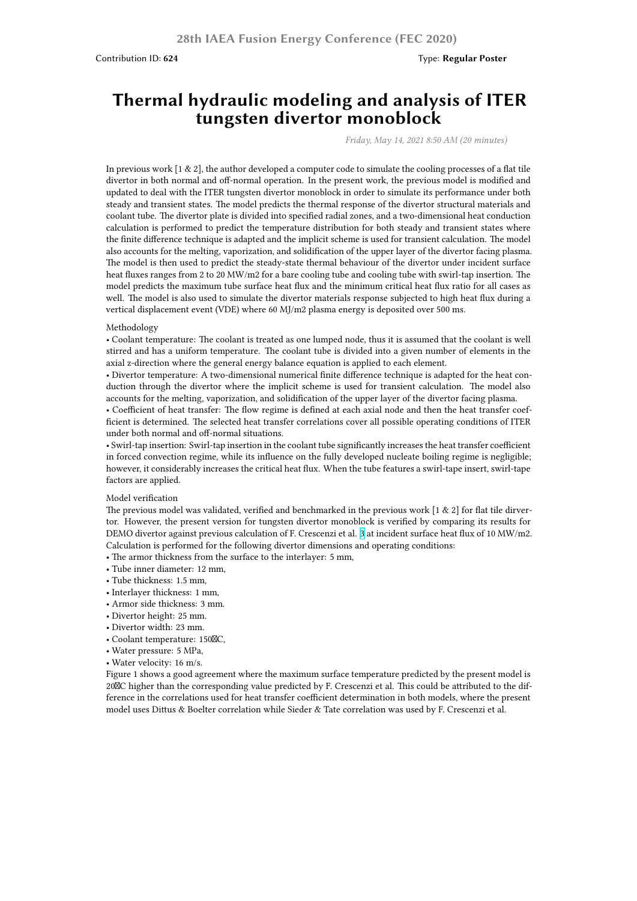28th IAEA Fusion Energy Conference (FEC 2020)

Contribution ID: **624**

Type: **Regular Poster**

# Thermal hydraulic modeling and analysis of ITER tungsten divertor monoblock

*Friday, May 14, 2021 8:50 AM (20 minutes)*

In previous work [1 & 2], the author developed a computer code to simulate the cooling processes of a flat tile divertor in both normal and off-normal operation. In the present work, the previous model is modified and updated to deal with the ITER tungsten divertor monoblock in order to simulate its performance under both steady and transient states. The model predicts the thermal response of the divertor structural materials and coolant tube. The divertor plate is divided into specified radial zones, and a two-dimensional heat conduction calculation is performed to predict the temperature distribution for both steady and transient states where the finite difference technique is adapted and the implicit scheme is used for transient calculation. The model also accounts for the melting, vaporization, and solidification of the upper layer of the divertor facing plasma. The model is then used to predict the steady-state thermal behaviour of the divertor under incident surface heat fluxes ranges from 2 to 20 MW/m2 for a bare cooling tube and cooling tube with swirl-tap insertion. The model predicts the maximum tube surface heat flux and the minimum critical heat flux ratio for all cases as well. The model is also used to simulate the divertor materials response subjected to high heat flux during a vertical displacement event (VDE) where 60 MJ/m2 plasma energy is deposited over 500 ms.

Methodology

• Coolant temperature: The coolant is treated as one lumped node, thus it is assumed that the coolant is well stirred and has a uniform temperature. The coolant tube is divided into a given number of elements in the axial z-direction where the general energy balance equation is applied to each element.

• Divertor temperature: A two-dimensional numerical finite difference technique is adapted for the heat conduction through the divertor where the implicit scheme is used for transient calculation. The model also accounts for the melting, vaporization, and solidification of the upper layer of the divertor facing plasma.

• Coefficient of heat transfer: The flow regime is defined at each axial node and then the heat transfer coefficient is determined. The selected heat transfer correlations cover all possible operating conditions of ITER under both normal and off-normal situations.

• Swirl-tap insertion: Swirl-tap insertion in the coolant tube significantly increases the heat transfer coefficient in forced convection regime, while its influence on the fully developed nucleate boiling regime is negligible; however, it considerably increases the critical heat flux. When the tube features a swirl-tape insert, swirl-tape factors are applied.

Model verification

The previous model was validated, verified and benchmarked in the previous work [1 & 2] for flat tile dirvertor. However, the present version for tungsten divertor monoblock is verified by comparing its results for DEMO divertor against previous calculation of F. Crescenzi et al. [3] at incident surface heat flux of 10 MW/m2. Calculation is performed for the following divertor dimensions and operating conditions:

• The armor thickness from the surface to the interlayer: 5 mm,
• Tube inner diameter: 12 mm,
• Tube thickness: 1.5 mm,
• Interlayer thickness: 1 mm,
• Armor side thickness: 3 mm.
• Divertor height: 25 mm.
• Divertor width: 23 mm.
• Coolant temperature: 150°C,
• Water pressure: 5 MPa,
• Water velocity: 16 m/s.

Figure 1 shows a good agreement where the maximum surface temperature predicted by the present model is 20°C higher than the corresponding value predicted by F. Crescenzi et al. This could be attributed to the difference in the correlations used for heat transfer coefficient determination in both models, where the present model uses Dittus & Boelter correlation while Sieder & Tate correlation was used by F. Crescenzi et al.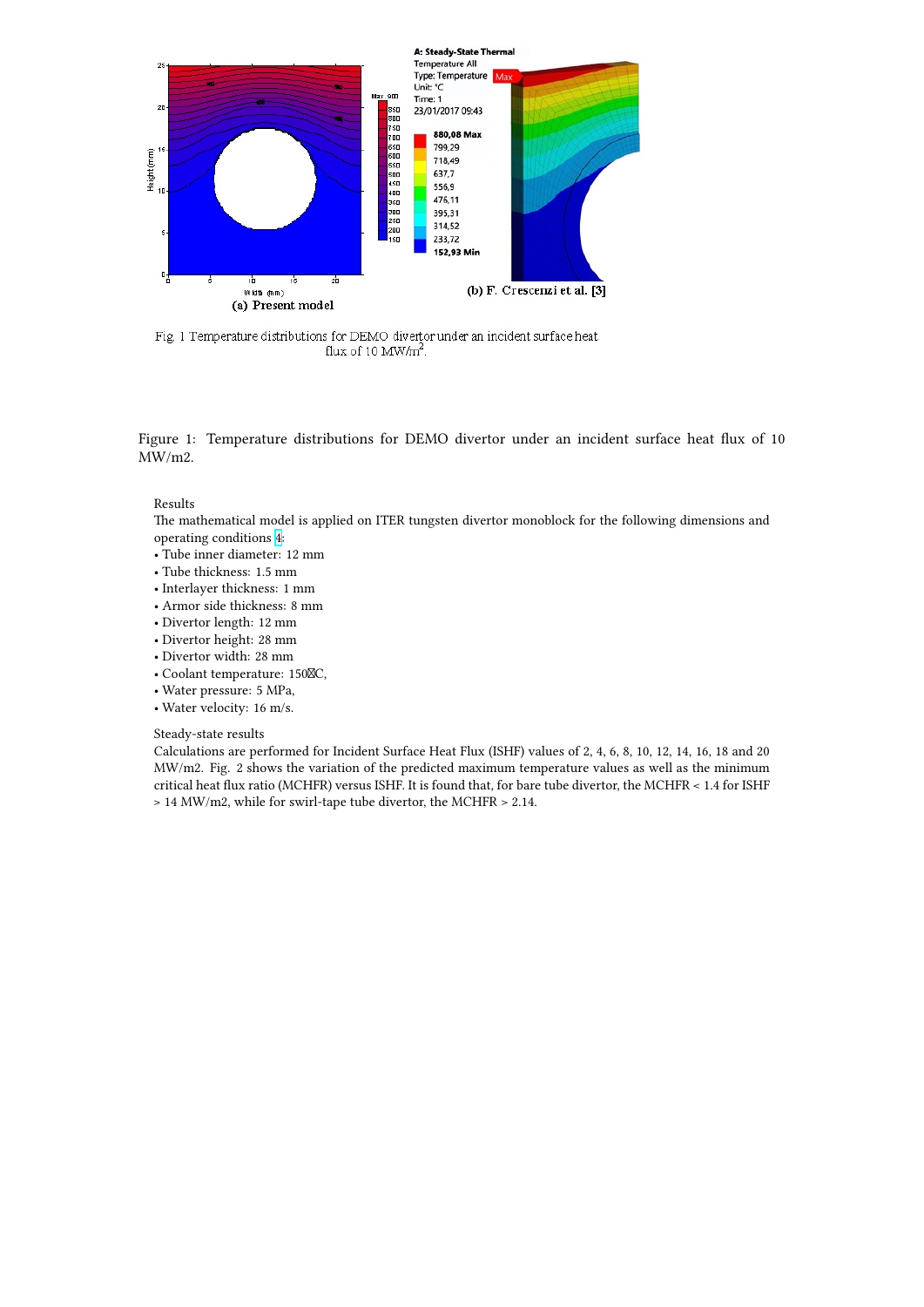Figure 1: Temperature distributions for DEMO divertor under an incident surface heat flux of 10 MW/m2.

Results

The mathematical model is applied on ITER tungsten divertor monoblock for the following dimensions and operating conditions [4]:

- Tube inner diameter: 12 mm
- Tube thickness: 1.5 mm
- Interlayer thickness: 1 mm
- Armor side thickness: 8 mm
- Divertor length: 12 mm
- Divertor height: 28 mm
- Divertor width: 28 mm
- Coolant temperature: 150°C,
- Water pressure: 5 MPa,
- Water velocity: 16 m/s.

Steady-state results

Calculations are performed for Incident Surface Heat Flux (ISHF) values of 2, 4, 6, 8, 10, 12, 14, 16, 18 and 20 MW/m2. Fig. 2 shows the variation of the predicted maximum temperature values as well as the minimum critical heat flux ratio (MCHFR) versus ISHF. It is found that, for bare tube divertor, the MCHFR < 1.4 for ISHF > 14 MW/m2, while for swirl-tape tube divertor, the MCHFR > 2.14.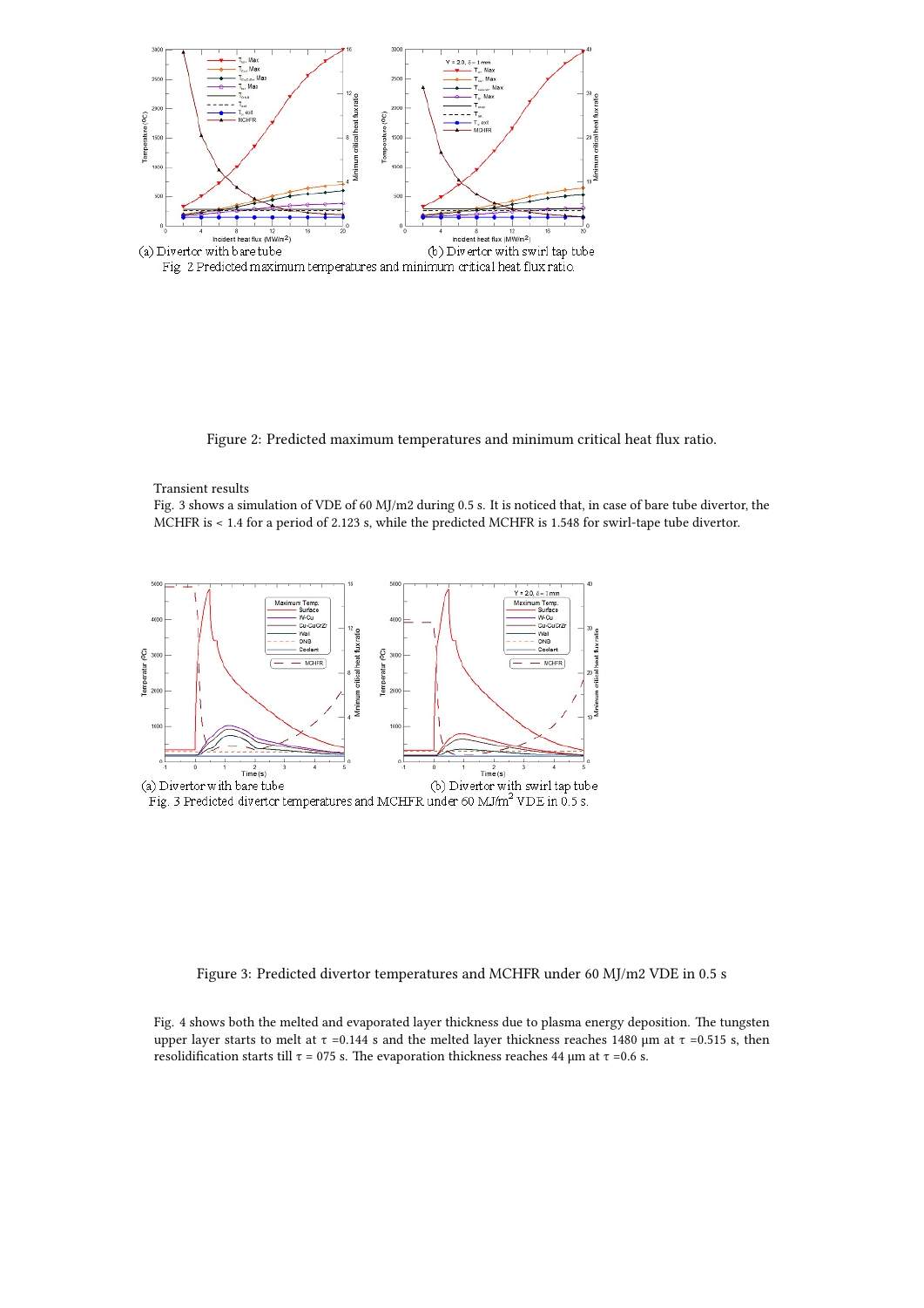(a) Divertor with bare tube (b) Divertor with swirl tap tube

Fig. 2 Predicted maximum temperatures and minimum critical heat flux ratio.

Figure 2: Predicted maximum temperatures and minimum critical heat flux ratio.

Transient results

Fig. 3 shows a simulation of VDE of 60 MJ/m2 during 0.5 s. It is noticed that, in case of bare tube divertor, the MCHFR is < 1.4 for a period of 2.123 s, while the predicted MCHFR is 1.548 for swirl-tape tube divertor.

(a) Divertor with bare tube (b) Divertor with swirl tap tube

Fig. 3 Predicted divertor temperatures and MCHFR under 60 MJ/m$^2$ VDE in 0.5 s.

Figure 3: Predicted divertor temperatures and MCHFR under 60 MJ/m2 VDE in 0.5 s

Fig. 4 shows both the melted and evaporated layer thickness due to plasma energy deposition. The tungsten upper layer starts to melt at τ =0.144 s and the melted layer thickness reaches 1480 µm at τ =0.515 s, then resolidification starts till τ = 075 s. The evaporation thickness reaches 44 µm at τ =0.6 s.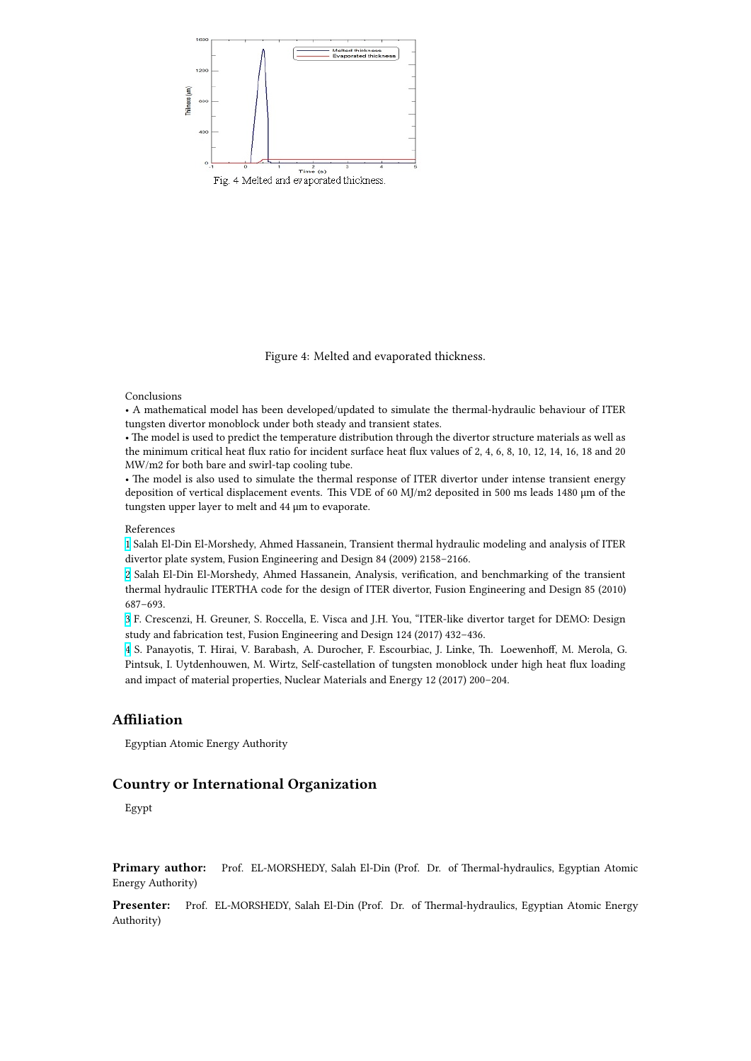Fig. 4 Melted and evaporated thickness.

Figure 4: Melted and evaporated thickness.

Conclusions

• A mathematical model has been developed/updated to simulate the thermal-hydraulic behaviour of ITER tungsten divertor monoblock under both steady and transient states.
• The model is used to predict the temperature distribution through the divertor structure materials as well as the minimum critical heat flux ratio for incident surface heat flux values of 2, 4, 6, 8, 10, 12, 14, 16, 18 and 20 MW/m2 for both bare and swirl-tap cooling tube.
• The model is also used to simulate the thermal response of ITER divertor under intense transient energy deposition of vertical displacement events. This VDE of 60 MJ/m2 deposited in 500 ms leads 1480 μm of the tungsten upper layer to melt and 44 μm to evaporate.

References

1 Salah El-Din El-Morshedy, Ahmed Hassanein, Transient thermal hydraulic modeling and analysis of ITER divertor plate system, Fusion Engineering and Design 84 (2009) 2158–2166.
2 Salah El-Din El-Morshedy, Ahmed Hassanein, Analysis, verification, and benchmarking of the transient thermal hydraulic ITERTHA code for the design of ITER divertor, Fusion Engineering and Design 85 (2010) 687–693.
3 F. Crescenzi, H. Greuner, S. Roccella, E. Visca and J.H. You, "ITER-like divertor target for DEMO: Design study and fabrication test, Fusion Engineering and Design 124 (2017) 432–436.
4 S. Panayotis, T. Hirai, V. Barabash, A. Durocher, F. Escourbiac, J. Linke, Th. Loewenhoff, M. Merola, G. Pintsuk, I. Uytdenhouwen, M. Wirtz, Self-castellation of tungsten monoblock under high heat flux loading and impact of material properties, Nuclear Materials and Energy 12 (2017) 200–204.

## Affiliation

Egyptian Atomic Energy Authority

## Country or International Organization

Egypt

**Primary author:** Prof. EL-MORSHEDY, Salah El-Din (Prof. Dr. of Thermal-hydraulics, Egyptian Atomic Energy Authority)

**Presenter:** Prof. EL-MORSHEDY, Salah El-Din (Prof. Dr. of Thermal-hydraulics, Egyptian Atomic Energy Authority)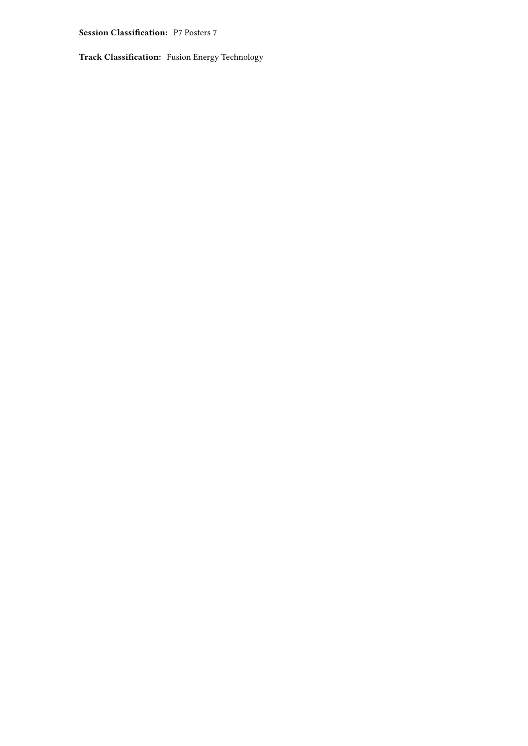**Session Classification:** P7 Posters 7

**Track Classification:** Fusion Energy Technology